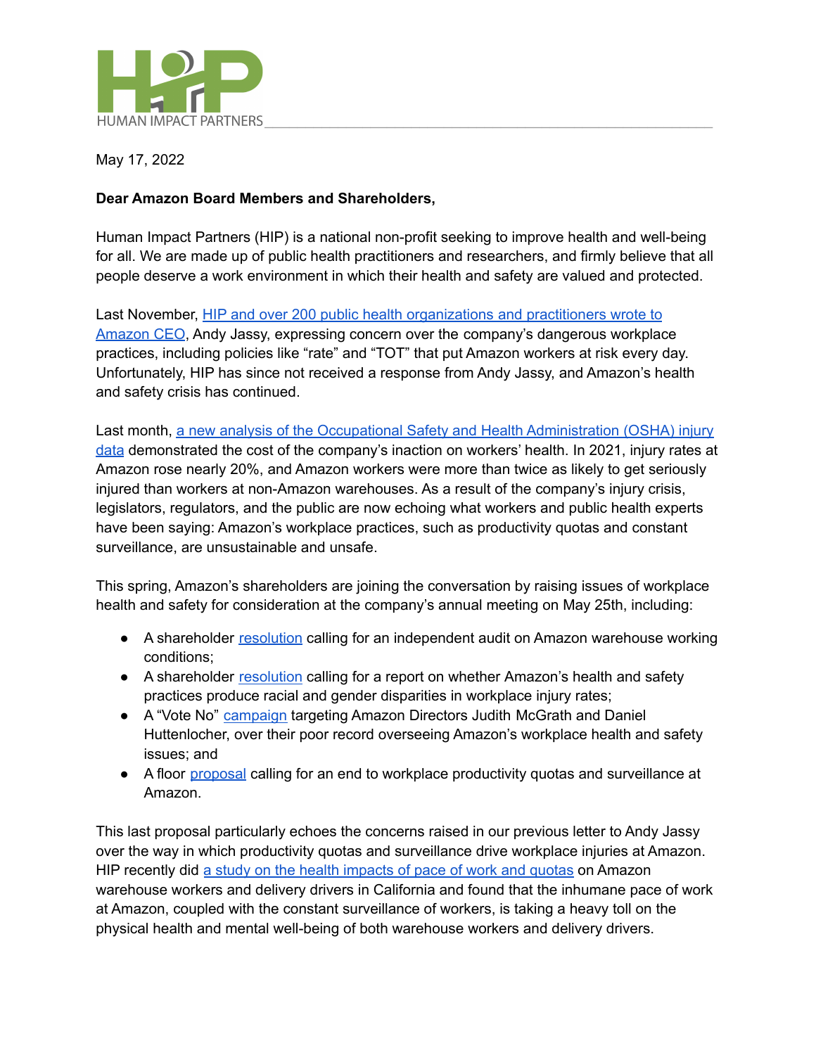HUMAN IMPACT PARTNERS

May 17, 2022

**Dear Amazon Board Members and Shareholders,**

Human Impact Partners (HIP) is a national non-profit seeking to improve health and well-being for all. We are made up of public health practitioners and researchers, and firmly believe that all people deserve a work environment in which their health and safety are valued and protected.

Last November, HIP and over 200 public health organizations and practitioners wrote to Amazon CEO, Andy Jassy, expressing concern over the company's dangerous workplace practices, including policies like "rate" and "TOT" that put Amazon workers at risk every day. Unfortunately, HIP has since not received a response from Andy Jassy, and Amazon's health and safety crisis has continued.

Last month, a new analysis of the Occupational Safety and Health Administration (OSHA) injury data demonstrated the cost of the company's inaction on workers' health. In 2021, injury rates at Amazon rose nearly 20%, and Amazon workers were more than twice as likely to get seriously injured than workers at non-Amazon warehouses. As a result of the company's injury crisis, legislators, regulators, and the public are now echoing what workers and public health experts have been saying: Amazon's workplace practices, such as productivity quotas and constant surveillance, are unsustainable and unsafe.

This spring, Amazon's shareholders are joining the conversation by raising issues of workplace health and safety for consideration at the company's annual meeting on May 25th, including:

- A shareholder resolution calling for an independent audit on Amazon warehouse working conditions;
- A shareholder resolution calling for a report on whether Amazon's health and safety practices produce racial and gender disparities in workplace injury rates;
- A "Vote No" campaign targeting Amazon Directors Judith McGrath and Daniel Huttenlocher, over their poor record overseeing Amazon's workplace health and safety issues; and
- A floor proposal calling for an end to workplace productivity quotas and surveillance at Amazon.

This last proposal particularly echoes the concerns raised in our previous letter to Andy Jassy over the way in which productivity quotas and surveillance drive workplace injuries at Amazon. HIP recently did a study on the health impacts of pace of work and quotas on Amazon warehouse workers and delivery drivers in California and found that the inhumane pace of work at Amazon, coupled with the constant surveillance of workers, is taking a heavy toll on the physical health and mental well-being of both warehouse workers and delivery drivers.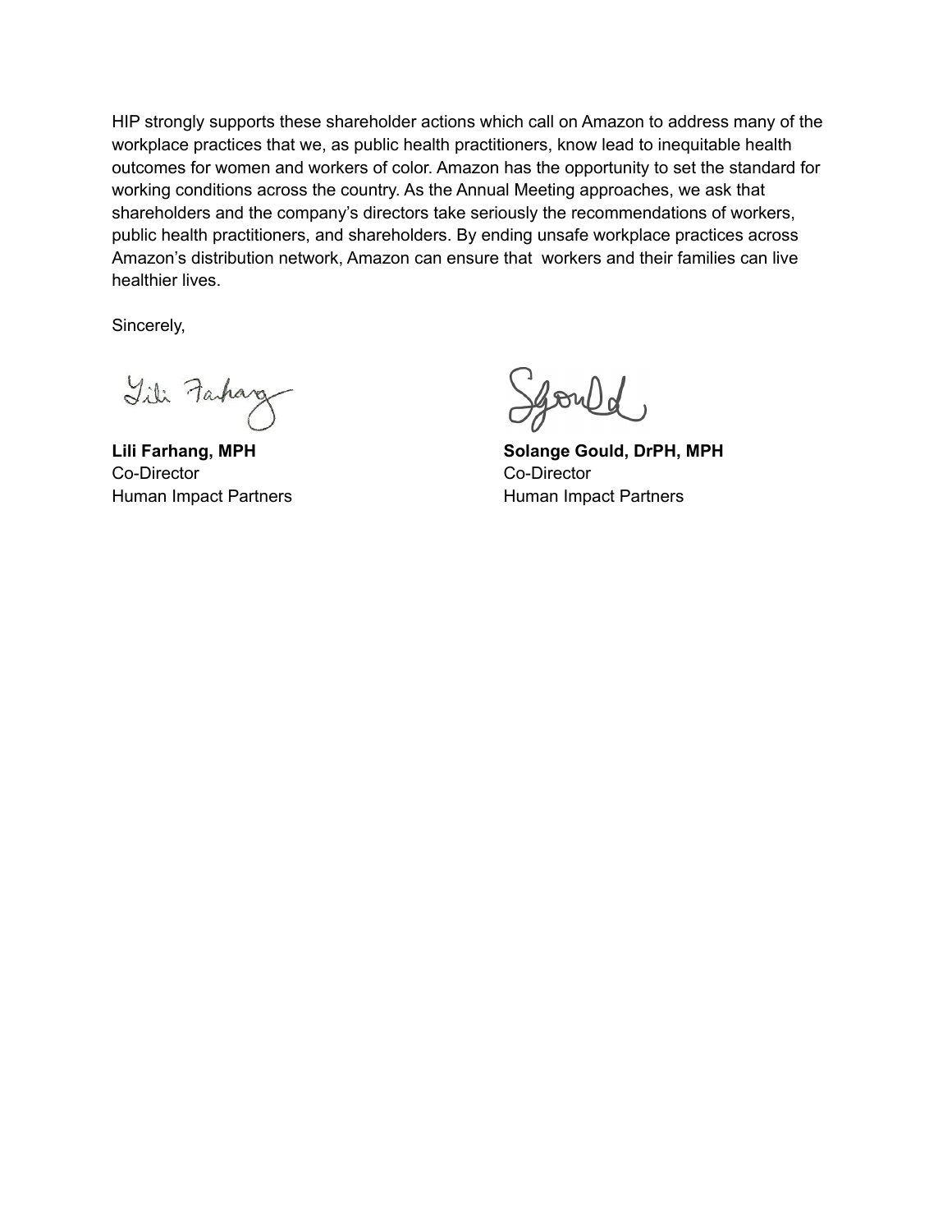HIP strongly supports these shareholder actions which call on Amazon to address many of the workplace practices that we, as public health practitioners, know lead to inequitable health outcomes for women and workers of color. Amazon has the opportunity to set the standard for working conditions across the country. As the Annual Meeting approaches, we ask that shareholders and the company's directors take seriously the recommendations of workers, public health practitioners, and shareholders. By ending unsafe workplace practices across Amazon's distribution network, Amazon can ensure that workers and their families can live healthier lives.

Sincerely,

**Lili Farhang, MPH**
Co-Director
Human Impact Partners

**Solange Gould, DrPH, MPH**
Co-Director
Human Impact Partners